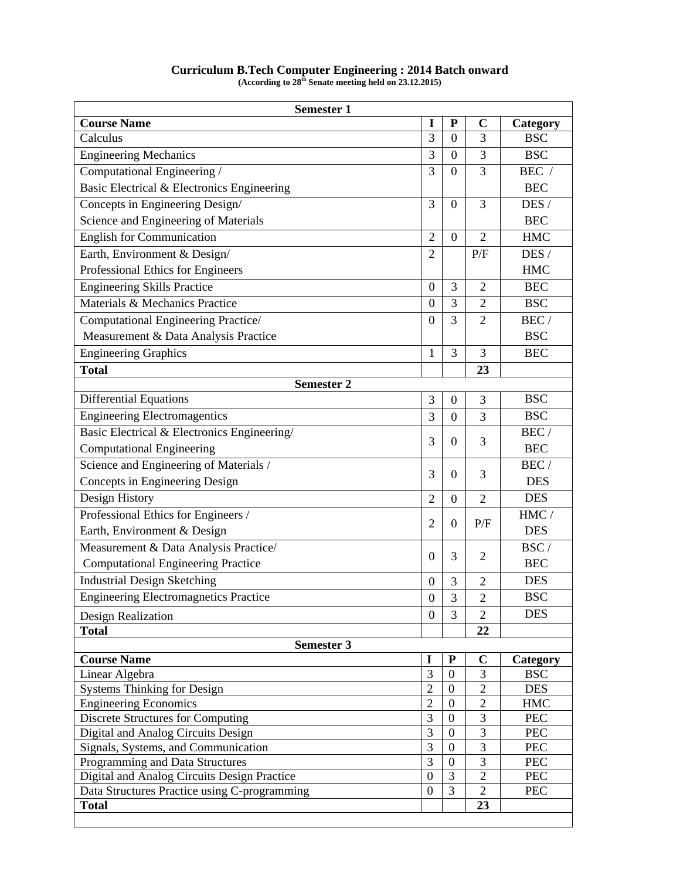# Curriculum B.Tech Computer Engineering : 2014 Batch onward

**(According to 28th Senate meeting held on 23.12.2015)**

| Course Name | I | P | C | Category |
|---|---|---|---|---|
| **Semester 1** | | | | |
| **Course Name** | **I** | **P** | **C** | **Category** |
| Calculus | 3 | 0 | 3 | BSC |
| Engineering Mechanics | 3 | 0 | 3 | BSC |
| Computational Engineering / Basic Electrical & Electronics Engineering | 3 | 0 | 3 | BEC / BEC |
| Concepts in Engineering Design/ Science and Engineering of Materials | 3 | 0 | 3 | DES / BEC |
| English for Communication | 2 | 0 | 2 | HMC |
| Earth, Environment & Design/ Professional Ethics for Engineers | 2 | | P/F | DES / HMC |
| Engineering Skills Practice | 0 | 3 | 2 | BEC |
| Materials & Mechanics Practice | 0 | 3 | 2 | BSC |
| Computational Engineering Practice/ Measurement & Data Analysis Practice | 0 | 3 | 2 | BEC / BSC |
| Engineering Graphics | 1 | 3 | 3 | BEC |
| **Total** | | | **23** | |
| **Semester 2** | | | | |
| Differential Equations | 3 | 0 | 3 | BSC |
| Engineering Electromagentics | 3 | 0 | 3 | BSC |
| Basic Electrical & Electronics Engineering/ Computational Engineering | 3 | 0 | 3 | BEC / BEC |
| Science and Engineering of Materials / Concepts in Engineering Design | 3 | 0 | 3 | BEC / DES |
| Design History | 2 | 0 | 2 | DES |
| Professional Ethics for Engineers / Earth, Environment & Design | 2 | 0 | P/F | HMC / DES |
| Measurement & Data Analysis Practice/ Computational Engineering Practice | 0 | 3 | 2 | BSC / BEC |
| Industrial Design Sketching | 0 | 3 | 2 | DES |
| Engineering Electromagnetics Practice | 0 | 3 | 2 | BSC |
| Design Realization | 0 | 3 | 2 | DES |
| **Total** | | | **22** | |
| **Semester 3** | | | | |
| **Course Name** | **I** | **P** | **C** | **Category** |
| Linear Algebra | 3 | 0 | 3 | BSC |
| Systems Thinking for Design | 2 | 0 | 2 | DES |
| Engineering Economics | 2 | 0 | 2 | HMC |
| Discrete Structures for Computing | 3 | 0 | 3 | PEC |
| Digital and Analog Circuits Design | 3 | 0 | 3 | PEC |
| Signals, Systems, and Communication | 3 | 0 | 3 | PEC |
| Programming and Data Structures | 3 | 0 | 3 | PEC |
| Digital and Analog Circuits Design Practice | 0 | 3 | 2 | PEC |
| Data Structures Practice using C-programming | 0 | 3 | 2 | PEC |
| **Total** | | | **23** | |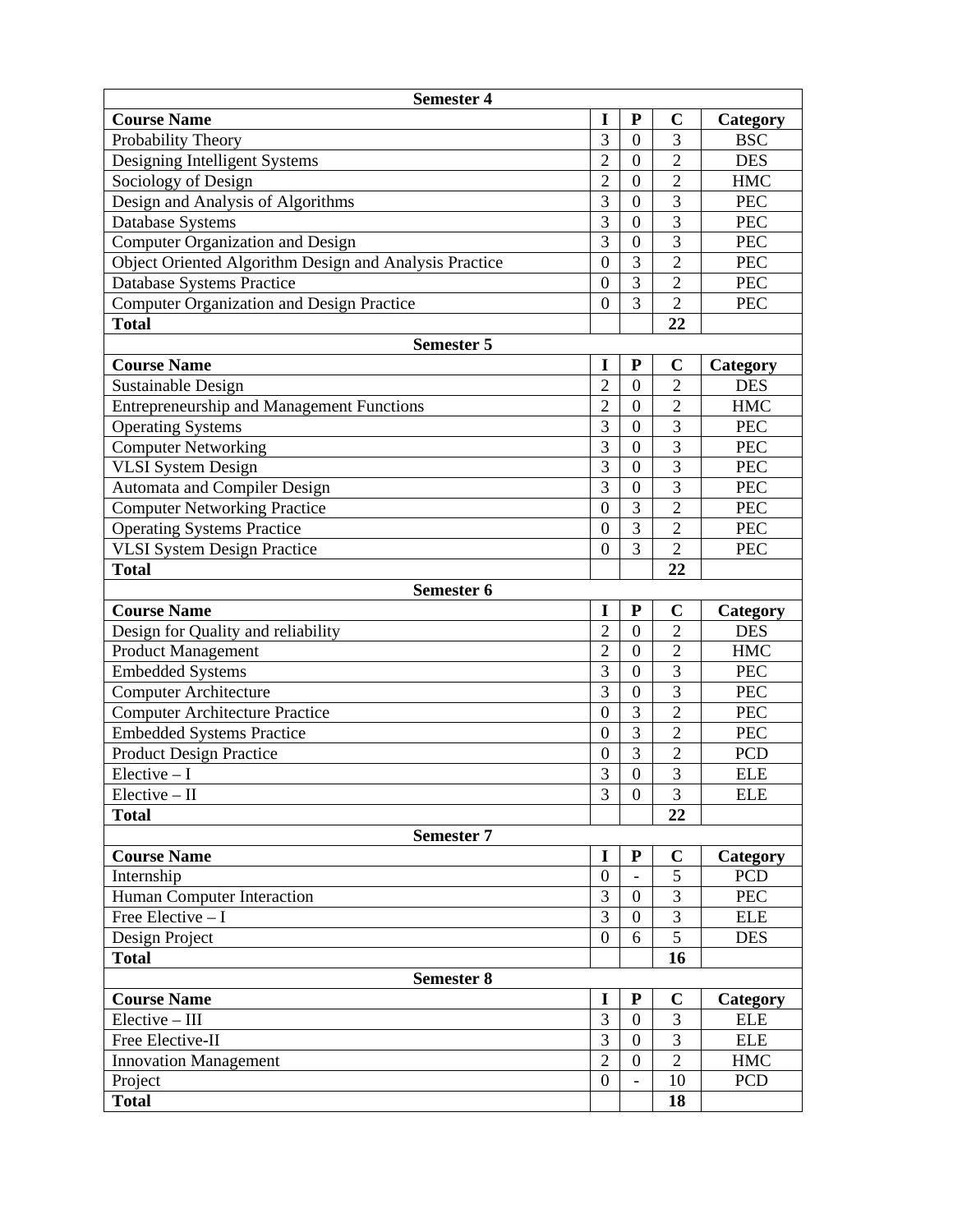| Semester 4 | | | | |
|---|---|---|---|---|
| **Course Name** | **I** | **P** | **C** | **Category** |
| Probability Theory | 3 | 0 | 3 | BSC |
| Designing Intelligent Systems | 2 | 0 | 2 | DES |
| Sociology of Design | 2 | 0 | 2 | HMC |
| Design and Analysis of Algorithms | 3 | 0 | 3 | PEC |
| Database Systems | 3 | 0 | 3 | PEC |
| Computer Organization and Design | 3 | 0 | 3 | PEC |
| Object Oriented Algorithm Design and Analysis Practice | 0 | 3 | 2 | PEC |
| Database Systems Practice | 0 | 3 | 2 | PEC |
| Computer Organization and Design Practice | 0 | 3 | 2 | PEC |
| **Total** | | | **22** | |
| **Semester 5** | | | | |
| **Course Name** | **I** | **P** | **C** | **Category** |
| Sustainable Design | 2 | 0 | 2 | DES |
| Entrepreneurship and Management Functions | 2 | 0 | 2 | HMC |
| Operating Systems | 3 | 0 | 3 | PEC |
| Computer Networking | 3 | 0 | 3 | PEC |
| VLSI System Design | 3 | 0 | 3 | PEC |
| Automata and Compiler Design | 3 | 0 | 3 | PEC |
| Computer Networking Practice | 0 | 3 | 2 | PEC |
| Operating Systems Practice | 0 | 3 | 2 | PEC |
| VLSI System Design Practice | 0 | 3 | 2 | PEC |
| **Total** | | | **22** | |
| **Semester 6** | | | | |
| **Course Name** | **I** | **P** | **C** | **Category** |
| Design for Quality and reliability | 2 | 0 | 2 | DES |
| Product Management | 2 | 0 | 2 | HMC |
| Embedded Systems | 3 | 0 | 3 | PEC |
| Computer Architecture | 3 | 0 | 3 | PEC |
| Computer Architecture Practice | 0 | 3 | 2 | PEC |
| Embedded Systems Practice | 0 | 3 | 2 | PEC |
| Product Design Practice | 0 | 3 | 2 | PCD |
| Elective – I | 3 | 0 | 3 | ELE |
| Elective – II | 3 | 0 | 3 | ELE |
| **Total** | | | **22** | |
| **Semester 7** | | | | |
| **Course Name** | **I** | **P** | **C** | **Category** |
| Internship | 0 | - | 5 | PCD |
| Human Computer Interaction | 3 | 0 | 3 | PEC |
| Free Elective – I | 3 | 0 | 3 | ELE |
| Design Project | 0 | 6 | 5 | DES |
| **Total** | | | **16** | |
| **Semester 8** | | | | |
| **Course Name** | **I** | **P** | **C** | **Category** |
| Elective – III | 3 | 0 | 3 | ELE |
| Free Elective-II | 3 | 0 | 3 | ELE |
| Innovation Management | 2 | 0 | 2 | HMC |
| Project | 0 | - | 10 | PCD |
| **Total** | | | **18** | |